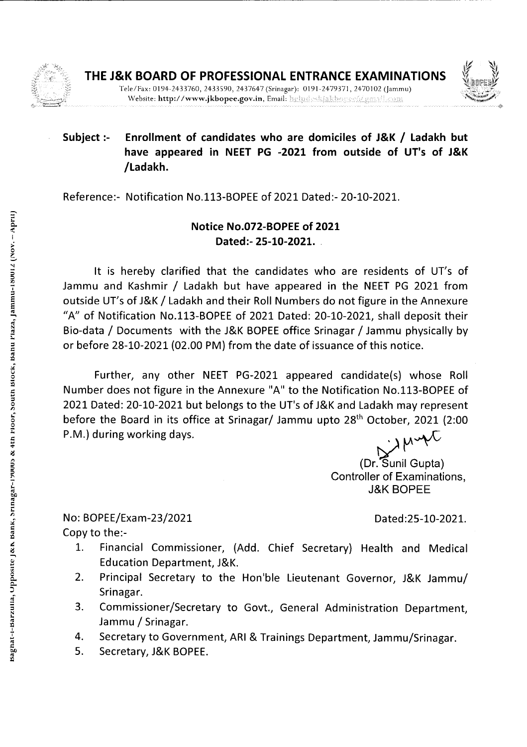# THE J&K BOARD OF PROFESSIONAL ENTRANCE EXAMINATIONS

Tele/Fax: 0194-2433760, 2433590, 2437647 (Srinagar): 0191-2479371, 2470102 (Jammu)
Website: http://www.jkbopee.gov.in, Email: helpdeskjakbopee@gmail.com

**Subject :- Enrollment of candidates who are domiciles of J&K / Ladakh but have appeared in NEET PG -2021 from outside of UT's of J&K /Ladakh.**

Reference:- Notification No.113-BOPEE of 2021 Dated:- 20-10-2021.

**Notice No.072-BOPEE of 2021**
**Dated:- 25-10-2021.**

It is hereby clarified that the candidates who are residents of UT's of Jammu and Kashmir / Ladakh but have appeared in the NEET PG 2021 from outside UT's of J&K / Ladakh and their Roll Numbers do not figure in the Annexure "A" of Notification No.113-BOPEE of 2021 Dated: 20-10-2021, shall deposit their Bio-data / Documents with the J&K BOPEE office Srinagar / Jammu physically by or before 28-10-2021 (02.00 PM) from the date of issuance of this notice.

Further, any other NEET PG-2021 appeared candidate(s) whose Roll Number does not figure in the Annexure "A" to the Notification No.113-BOPEE of 2021 Dated: 20-10-2021 but belongs to the UT's of J&K and Ladakh may represent before the Board in its office at Srinagar/ Jammu upto 28th October, 2021 (2:00 P.M.) during working days.

(Dr. Sunil Gupta)
Controller of Examinations,
J&K BOPEE

No: BOPEE/Exam-23/2021 Dated:25-10-2021.

Copy to the:-

1. Financial Commissioner, (Add. Chief Secretary) Health and Medical Education Department, J&K.
2. Principal Secretary to the Hon'ble Lieutenant Governor, J&K Jammu/ Srinagar.
3. Commissioner/Secretary to Govt., General Administration Department, Jammu / Srinagar.
4. Secretary to Government, ARI & Trainings Department, Jammu/Srinagar.
5. Secretary, J&K BOPEE.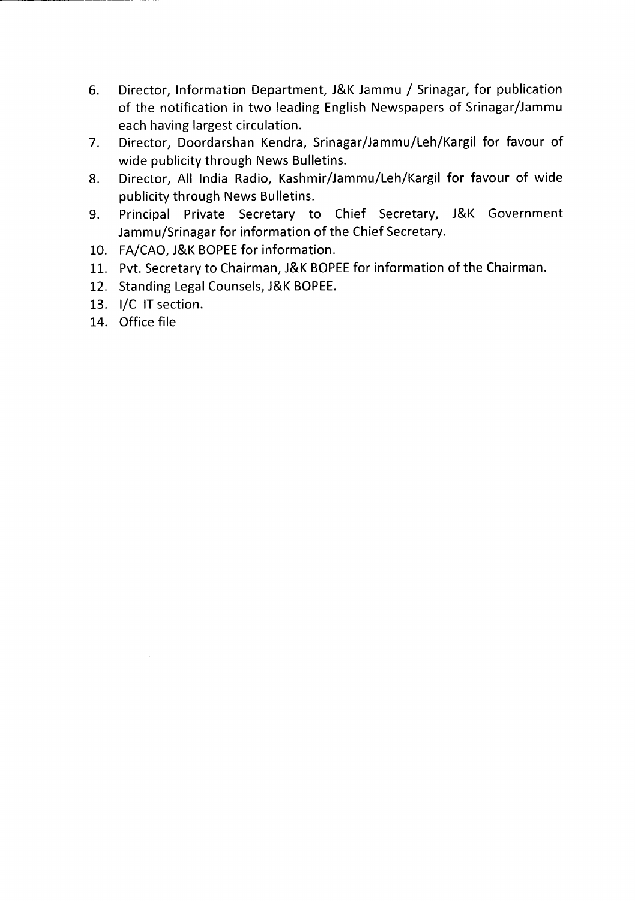6. Director, Information Department, J&K Jammu / Srinagar, for publication of the notification in two leading English Newspapers of Srinagar/Jammu each having largest circulation.
7. Director, Doordarshan Kendra, Srinagar/Jammu/Leh/Kargil for favour of wide publicity through News Bulletins.
8. Director, All India Radio, Kashmir/Jammu/Leh/Kargil for favour of wide publicity through News Bulletins.
9. Principal Private Secretary to Chief Secretary, J&K Government Jammu/Srinagar for information of the Chief Secretary.
10. FA/CAO, J&K BOPEE for information.
11. Pvt. Secretary to Chairman, J&K BOPEE for information of the Chairman.
12. Standing Legal Counsels, J&K BOPEE.
13. I/C IT section.
14. Office file